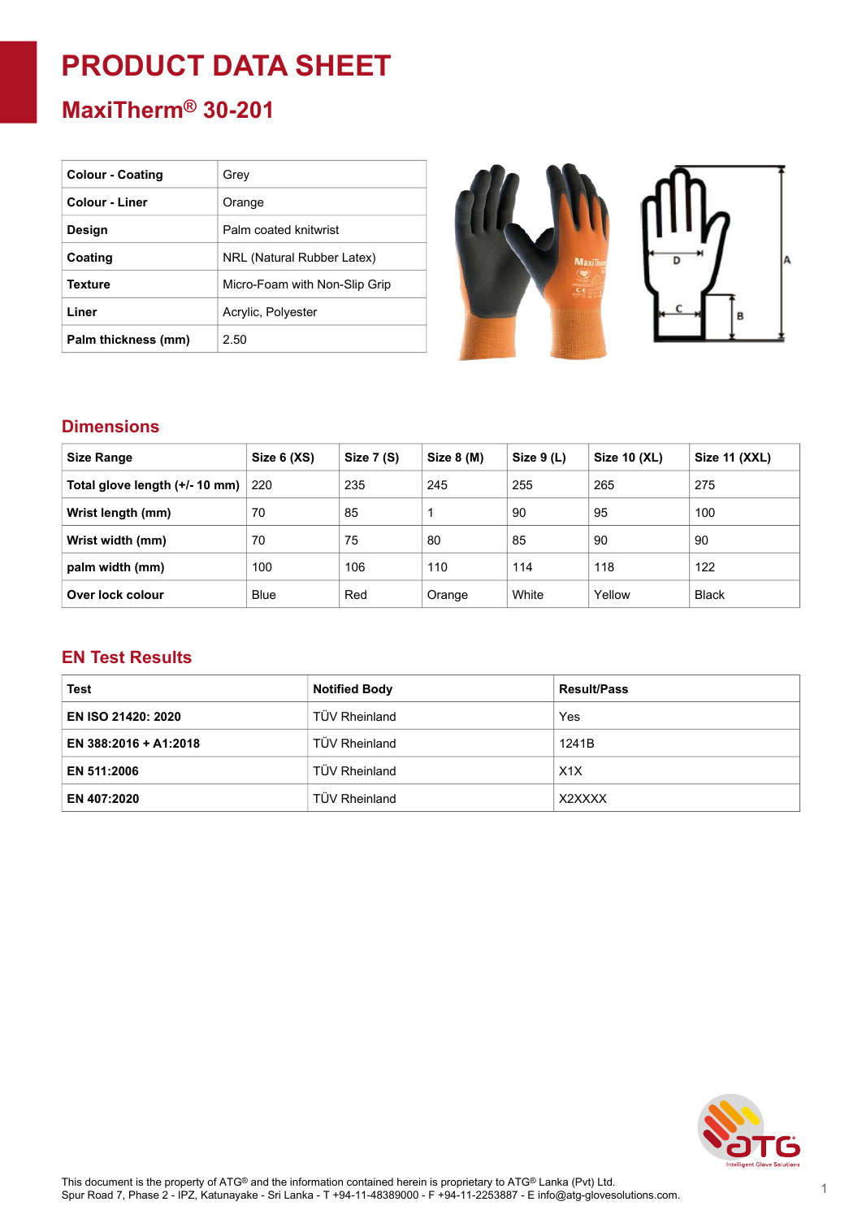# PRODUCT DATA SHEET

## MaxiTherm® 30-201

| Colour - Coating | Grey |
|---|---|
| Colour - Liner | Orange |
| Design | Palm coated knitwrist |
| Coating | NRL (Natural Rubber Latex) |
| Texture | Micro-Foam with Non-Slip Grip |
| Liner | Acrylic, Polyester |
| Palm thickness (mm) | 2.50 |

## Dimensions

| Size Range | Size 6 (XS) | Size 7 (S) | Size 8 (M) | Size 9 (L) | Size 10 (XL) | Size 11 (XXL) |
|---|---|---|---|---|---|---|
| Total glove length (+/- 10 mm) | 220 | 235 | 245 | 255 | 265 | 275 |
| Wrist length (mm) | 70 | 85 | 1 | 90 | 95 | 100 |
| Wrist width (mm) | 70 | 75 | 80 | 85 | 90 | 90 |
| palm width (mm) | 100 | 106 | 110 | 114 | 118 | 122 |
| Over lock colour | Blue | Red | Orange | White | Yellow | Black |

## EN Test Results

| Test | Notified Body | Result/Pass |
|---|---|---|
| EN ISO 21420: 2020 | TÜV Rheinland | Yes |
| EN 388:2016 + A1:2018 | TÜV Rheinland | 1241B |
| EN 511:2006 | TÜV Rheinland | X1X |
| EN 407:2020 | TÜV Rheinland | X2XXXX |

This document is the property of ATG® and the information contained herein is proprietary to ATG® Lanka (Pvt) Ltd.
Spur Road 7, Phase 2 - IPZ, Katunayake - Sri Lanka - T +94-11-48389000 - F +94-11-2253887 - E info@atg-glovesolutions.com.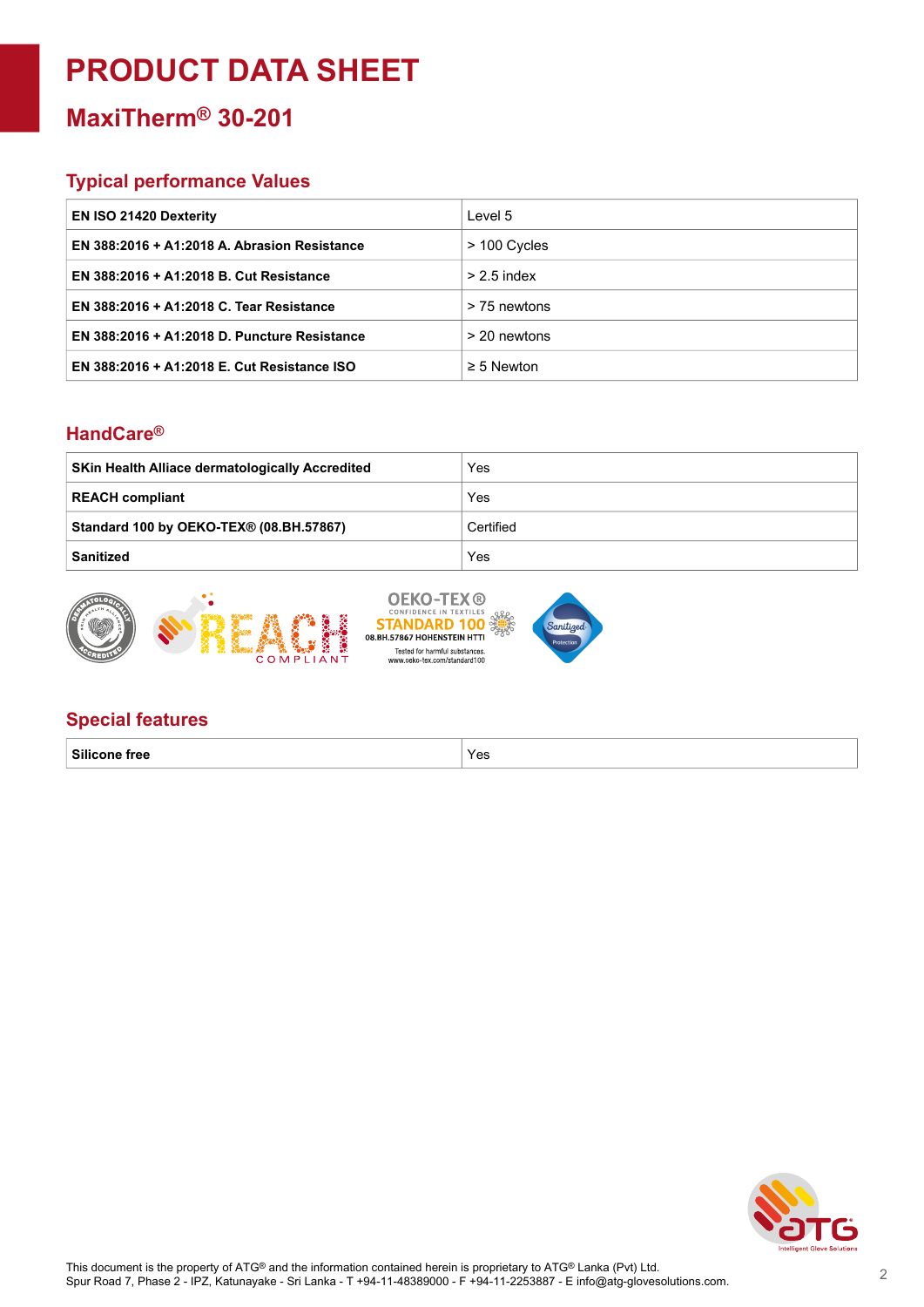# PRODUCT DATA SHEET

## MaxiTherm® 30-201

### Typical performance Values

| | |
|---|---|
| **EN ISO 21420 Dexterity** | Level 5 |
| **EN 388:2016 + A1:2018 A. Abrasion Resistance** | > 100 Cycles |
| **EN 388:2016 + A1:2018 B. Cut Resistance** | > 2.5 index |
| **EN 388:2016 + A1:2018 C. Tear Resistance** | > 75 newtons |
| **EN 388:2016 + A1:2018 D. Puncture Resistance** | > 20 newtons |
| **EN 388:2016 + A1:2018 E. Cut Resistance ISO** | ≥ 5 Newton |

### HandCare®

| | |
|---|---|
| **SKin Health Alliace dermatologically Accredited** | Yes |
| **REACH compliant** | Yes |
| **Standard 100 by OEKO-TEX® (08.BH.57867)** | Certified |
| **Sanitized** | Yes |

### Special features

| | |
|---|---|
| **Silicone free** | Yes |

This document is the property of ATG® and the information contained herein is proprietary to ATG® Lanka (Pvt) Ltd.
Spur Road 7, Phase 2 - IPZ, Katunayake - Sri Lanka - T +94-11-48389000 - F +94-11-2253887 - E info@atg-glovesolutions.com.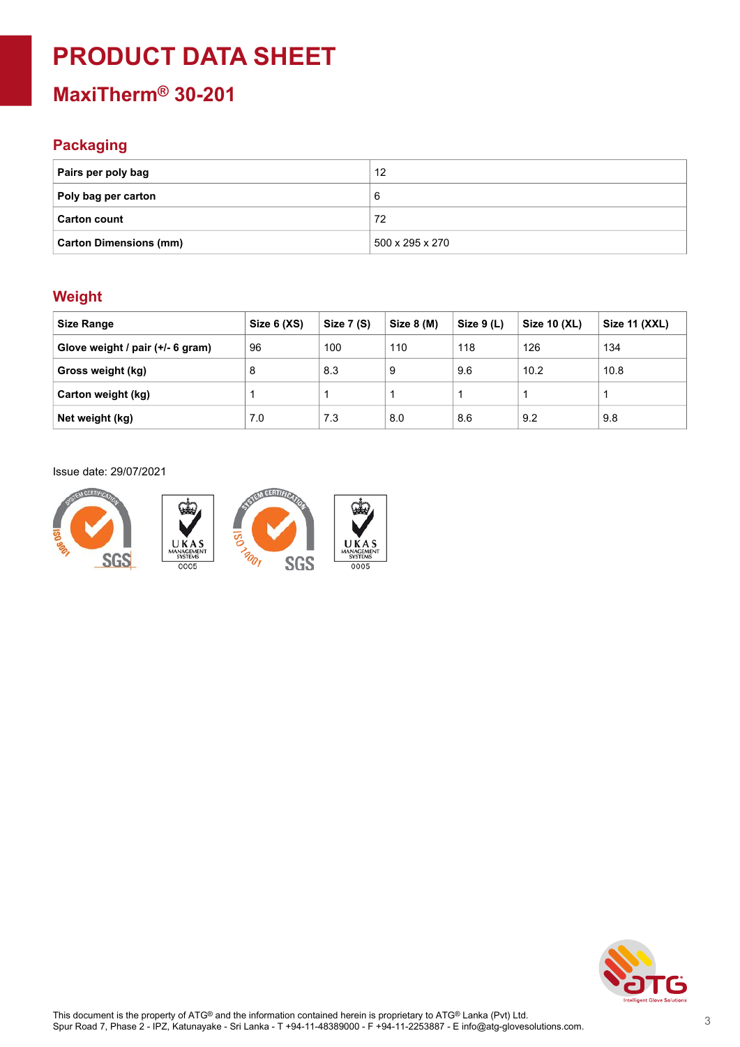# PRODUCT DATA SHEET

## MaxiTherm® 30-201

### Packaging

| | |
|---|---|
| **Pairs per poly bag** | 12 |
| **Poly bag per carton** | 6 |
| **Carton count** | 72 |
| **Carton Dimensions (mm)** | 500 x 295 x 270 |

### Weight

| **Size Range** | **Size 6 (XS)** | **Size 7 (S)** | **Size 8 (M)** | **Size 9 (L)** | **Size 10 (XL)** | **Size 11 (XXL)** |
|---|---|---|---|---|---|---|
| **Glove weight / pair (+/- 6 gram)** | 96 | 100 | 110 | 118 | 126 | 134 |
| **Gross weight (kg)** | 8 | 8.3 | 9 | 9.6 | 10.2 | 10.8 |
| **Carton weight (kg)** | 1 | 1 | 1 | 1 | 1 | 1 |
| **Net weight (kg)** | 7.0 | 7.3 | 8.0 | 8.6 | 9.2 | 9.8 |

Issue date: 29/07/2021

This document is the property of ATG® and the information contained herein is proprietary to ATG® Lanka (Pvt) Ltd.
Spur Road 7, Phase 2 - IPZ, Katunayake - Sri Lanka - T +94-11-48389000 - F +94-11-2253887 - E info@atg-glovesolutions.com.